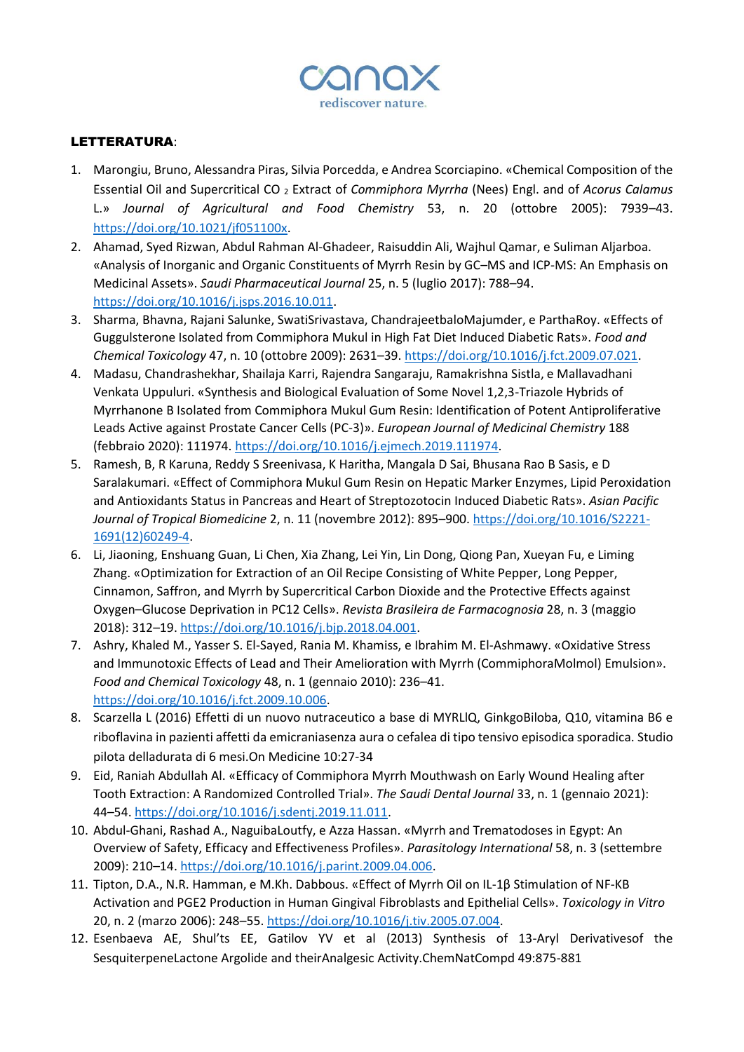canax
rediscover nature.

**LETTERATURA**:

1. Marongiu, Bruno, Alessandra Piras, Silvia Porcedda, e Andrea Scorciapino. «Chemical Composition of the Essential Oil and Supercritical $CO_2$ Extract of *Commiphora Myrrha* (Nees) Engl. and of *Acorus Calamus* L.» *Journal of Agricultural and Food Chemistry* 53, n. 20 (ottobre 2005): 7939–43. https://doi.org/10.1021/jf051100x.
2. Ahamad, Syed Rizwan, Abdul Rahman Al-Ghadeer, Raisuddin Ali, Wajhul Qamar, e Suliman Aljarboa. «Analysis of Inorganic and Organic Constituents of Myrrh Resin by GC–MS and ICP-MS: An Emphasis on Medicinal Assets». *Saudi Pharmaceutical Journal* 25, n. 5 (luglio 2017): 788–94. https://doi.org/10.1016/j.jsps.2016.10.011.
3. Sharma, Bhavna, Rajani Salunke, SwatiSrivastava, ChandrajeetbaloMajumder, e ParthaRoy. «Effects of Guggulsterone Isolated from Commiphora Mukul in High Fat Diet Induced Diabetic Rats». *Food and Chemical Toxicology* 47, n. 10 (ottobre 2009): 2631–39. https://doi.org/10.1016/j.fct.2009.07.021.
4. Madasu, Chandrashekhar, Shailaja Karri, Rajendra Sangaraju, Ramakrishna Sistla, e Mallavadhani Venkata Uppuluri. «Synthesis and Biological Evaluation of Some Novel 1,2,3-Triazole Hybrids of Myrrhanone B Isolated from Commiphora Mukul Gum Resin: Identification of Potent Antiproliferative Leads Active against Prostate Cancer Cells (PC-3)». *European Journal of Medicinal Chemistry* 188 (febbraio 2020): 111974. https://doi.org/10.1016/j.ejmech.2019.111974.
5. Ramesh, B, R Karuna, Reddy S Sreenivasa, K Haritha, Mangala D Sai, Bhusana Rao B Sasis, e D Saralakumari. «Effect of Commiphora Mukul Gum Resin on Hepatic Marker Enzymes, Lipid Peroxidation and Antioxidants Status in Pancreas and Heart of Streptozotocin Induced Diabetic Rats». *Asian Pacific Journal of Tropical Biomedicine* 2, n. 11 (novembre 2012): 895–900. https://doi.org/10.1016/S2221-1691(12)60249-4.
6. Li, Jiaoning, Enshuang Guan, Li Chen, Xia Zhang, Lei Yin, Lin Dong, Qiong Pan, Xueyan Fu, e Liming Zhang. «Optimization for Extraction of an Oil Recipe Consisting of White Pepper, Long Pepper, Cinnamon, Saffron, and Myrrh by Supercritical Carbon Dioxide and the Protective Effects against Oxygen–Glucose Deprivation in PC12 Cells». *Revista Brasileira de Farmacognosia* 28, n. 3 (maggio 2018): 312–19. https://doi.org/10.1016/j.bjp.2018.04.001.
7. Ashry, Khaled M., Yasser S. El-Sayed, Rania M. Khamiss, e Ibrahim M. El-Ashmawy. «Oxidative Stress and Immunotoxic Effects of Lead and Their Amelioration with Myrrh (CommiphoraMolmol) Emulsion». *Food and Chemical Toxicology* 48, n. 1 (gennaio 2010): 236–41. https://doi.org/10.1016/j.fct.2009.10.006.
8. Scarzella L (2016) Effetti di un nuovo nutraceutico a base di MYRLIQ, GinkgoBiloba, Q10, vitamina B6 e riboflavina in pazienti affetti da emicraniasenza aura o cefalea di tipo tensivo episodica sporadica. Studio pilota delladurata di 6 mesi.On Medicine 10:27-34
9. Eid, Raniah Abdullah Al. «Efficacy of Commiphora Myrrh Mouthwash on Early Wound Healing after Tooth Extraction: A Randomized Controlled Trial». *The Saudi Dental Journal* 33, n. 1 (gennaio 2021): 44–54. https://doi.org/10.1016/j.sdentj.2019.11.011.
10. Abdul-Ghani, Rashad A., NaguibaLoutfy, e Azza Hassan. «Myrrh and Trematodoses in Egypt: An Overview of Safety, Efficacy and Effectiveness Profiles». *Parasitology International* 58, n. 3 (settembre 2009): 210–14. https://doi.org/10.1016/j.parint.2009.04.006.
11. Tipton, D.A., N.R. Hamman, e M.Kh. Dabbous. «Effect of Myrrh Oil on IL-1β Stimulation of NF-KB Activation and PGE2 Production in Human Gingival Fibroblasts and Epithelial Cells». *Toxicology in Vitro* 20, n. 2 (marzo 2006): 248–55. https://doi.org/10.1016/j.tiv.2005.07.004.
12. Esenbaeva AE, Shul'ts EE, Gatilov YV et al (2013) Synthesis of 13-Aryl Derivativesof the SesquiterpeneLactone Argolide and theirAnalgesic Activity.ChemNatCompd 49:875-881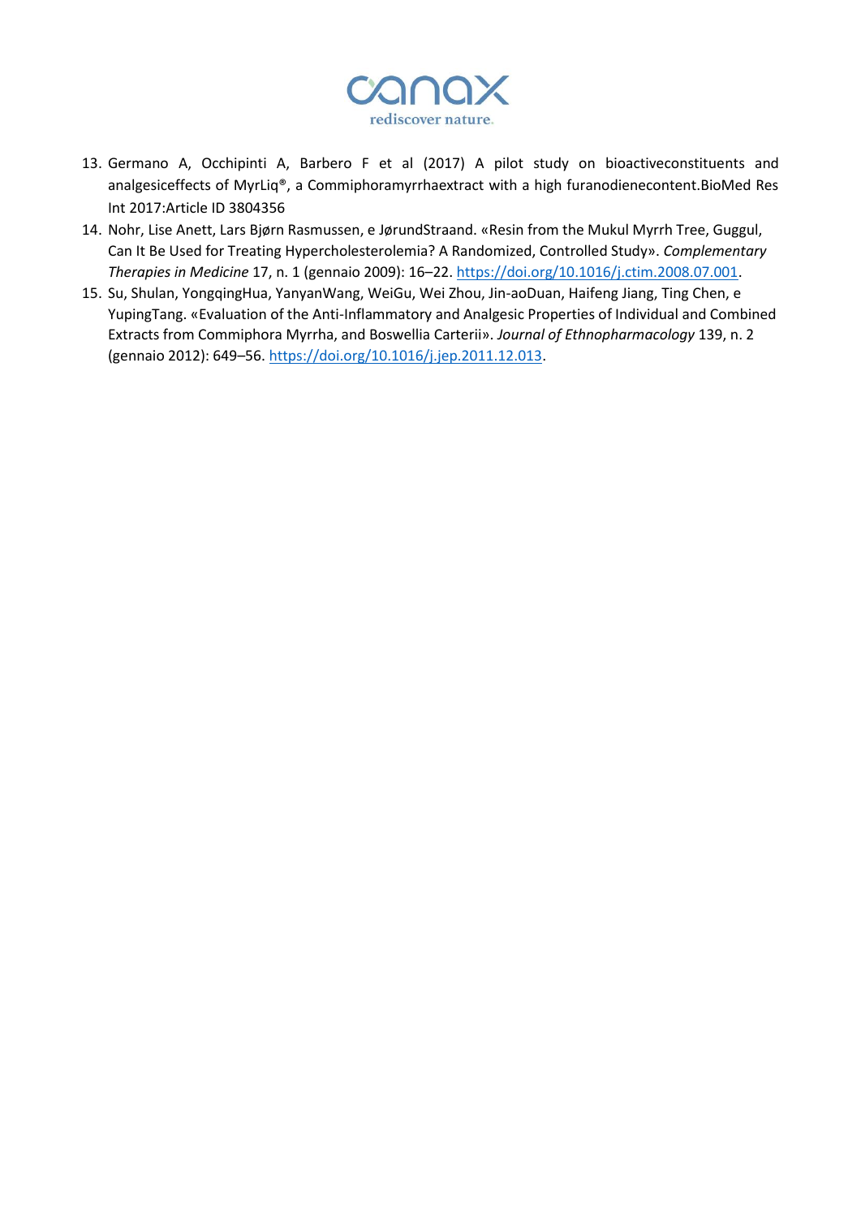13. Germano A, Occhipinti A, Barbero F et al (2017) A pilot study on bioactiveconstituents and analgesiceffects of MyrLiq®, a Commiphoramyrrhaextract with a high furanodienecontent.BioMed Res Int 2017:Article ID 3804356
14. Nohr, Lise Anett, Lars Bjørn Rasmussen, e JørundStraand. «Resin from the Mukul Myrrh Tree, Guggul, Can It Be Used for Treating Hypercholesterolemia? A Randomized, Controlled Study». *Complementary Therapies in Medicine* 17, n. 1 (gennaio 2009): 16–22. https://doi.org/10.1016/j.ctim.2008.07.001.
15. Su, Shulan, YongqingHua, YanyanWang, WeiGu, Wei Zhou, Jin-aoDuan, Haifeng Jiang, Ting Chen, e YupingTang. «Evaluation of the Anti-Inflammatory and Analgesic Properties of Individual and Combined Extracts from Commiphora Myrrha, and Boswellia Carterii». *Journal of Ethnopharmacology* 139, n. 2 (gennaio 2012): 649–56. https://doi.org/10.1016/j.jep.2011.12.013.